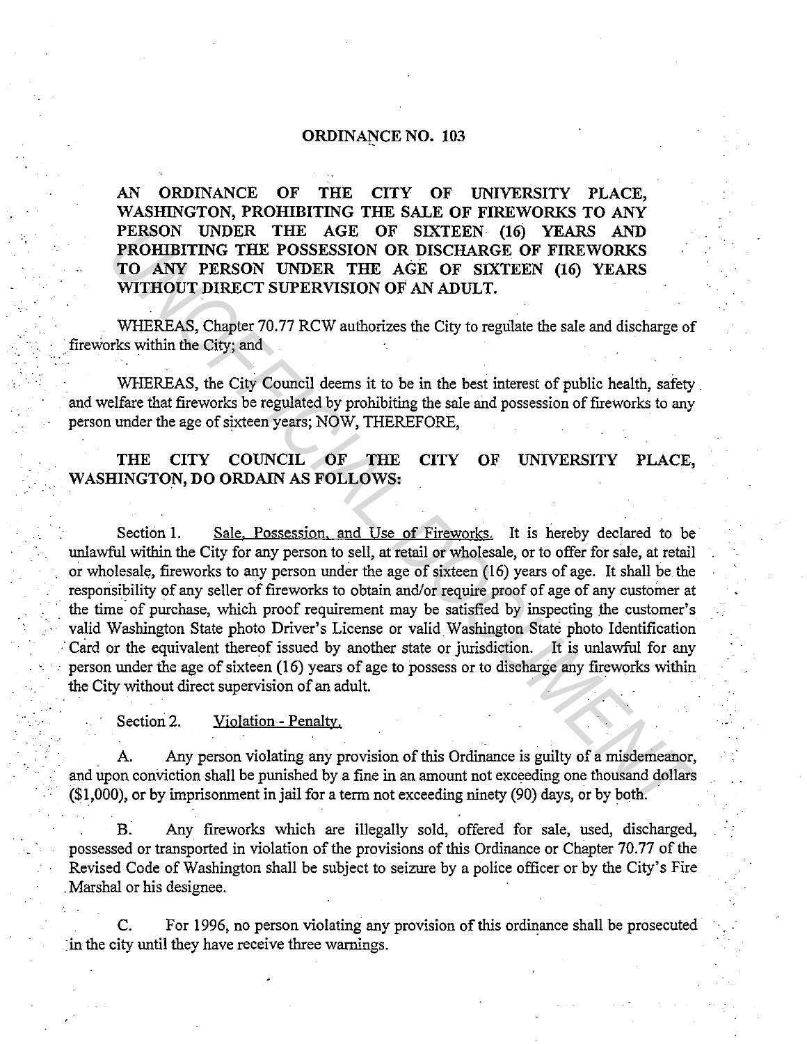# ORDINANCE NO. 103

**AN ORDINANCE OF THE CITY OF UNIVERSITY PLACE, WASHINGTON, PROHIBITING THE SALE OF FIREWORKS TO ANY PERSON UNDER THE AGE OF SIXTEEN (16) YEARS AND PROHIBITING THE POSSESSION OR DISCHARGE OF FIREWORKS TO ANY PERSON UNDER THE AGE OF SIXTEEN (16) YEARS WITHOUT DIRECT SUPERVISION OF AN ADULT.**

WHEREAS, Chapter 70.77 RCW authorizes the City to regulate the sale and discharge of fireworks within the City; and

WHEREAS, the City Council deems it to be in the best interest of public health, safety and welfare that fireworks be regulated by prohibiting the sale and possession of fireworks to any person under the age of sixteen years; NOW, THEREFORE,

**THE CITY COUNCIL OF THE CITY OF UNIVERSITY PLACE, WASHINGTON, DO ORDAIN AS FOLLOWS:**

Section 1. Sale, Possession, and Use of Fireworks. It is hereby declared to be unlawful within the City for any person to sell, at retail or wholesale, or to offer for sale, at retail or wholesale, fireworks to any person under the age of sixteen (16) years of age. It shall be the responsibility of any seller of fireworks to obtain and/or require proof of age of any customer at the time of purchase, which proof requirement may be satisfied by inspecting the customer's valid Washington State photo Driver's License or valid Washington State photo Identification Card or the equivalent thereof issued by another state or jurisdiction. It is unlawful for any person under the age of sixteen (16) years of age to possess or to discharge any fireworks within the City without direct supervision of an adult.

Section 2. Violation - Penalty.

A. Any person violating any provision of this Ordinance is guilty of a misdemeanor, and upon conviction shall be punished by a fine in an amount not exceeding one thousand dollars ($1,000), or by imprisonment in jail for a term not exceeding ninety (90) days, or by both.

B. Any fireworks which are illegally sold, offered for sale, used, discharged, possessed or transported in violation of the provisions of this Ordinance or Chapter 70.77 of the Revised Code of Washington shall be subject to seizure by a police officer or by the City's Fire Marshal or his designee.

C. For 1996, no person violating any provision of this ordinance shall be prosecuted in the city until they have receive three warnings.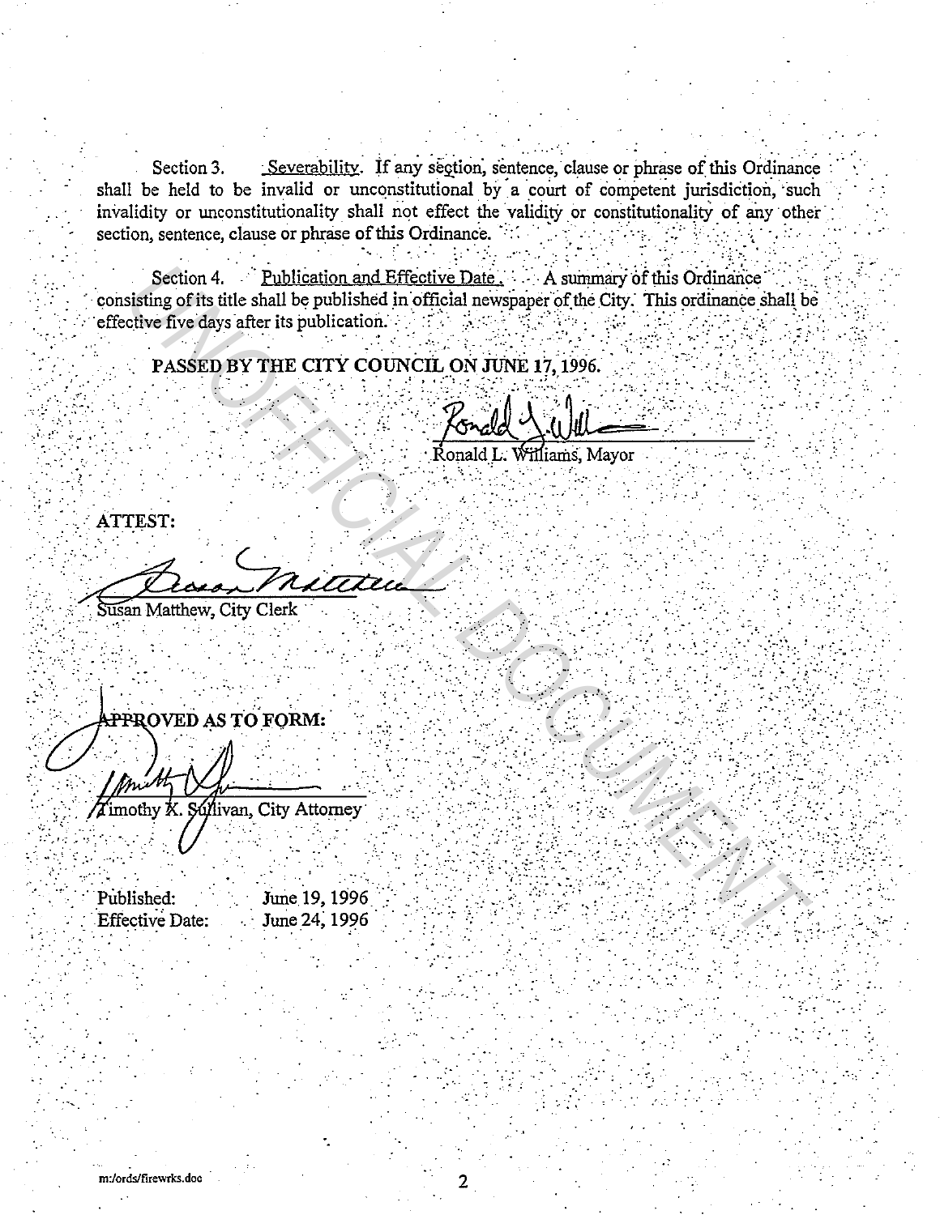Section 3. Severability. If any section, sentence, clause or phrase of this Ordinance shall be held to be invalid or unconstitutional by a court of competent jurisdiction, such invalidity or unconstitutionality shall not effect the validity or constitutionality of any other section, sentence, clause or phrase of this Ordinance.

Section 4. Publication and Effective Date. A summary of this Ordinance consisting of its title shall be published in official newspaper of the City. This ordinance shall be effective five days after its publication.

**PASSED BY THE CITY COUNCIL ON JUNE 17, 1996.**

Ronald L. Williams, Mayor

**ATTEST:**

Susan Matthew, City Clerk

**APPROVED AS TO FORM:**

Timothy X. Sullivan, City Attorney

Published: June 19, 1996
Effective Date: June 24, 1996

m:/ords/firewrks.doc